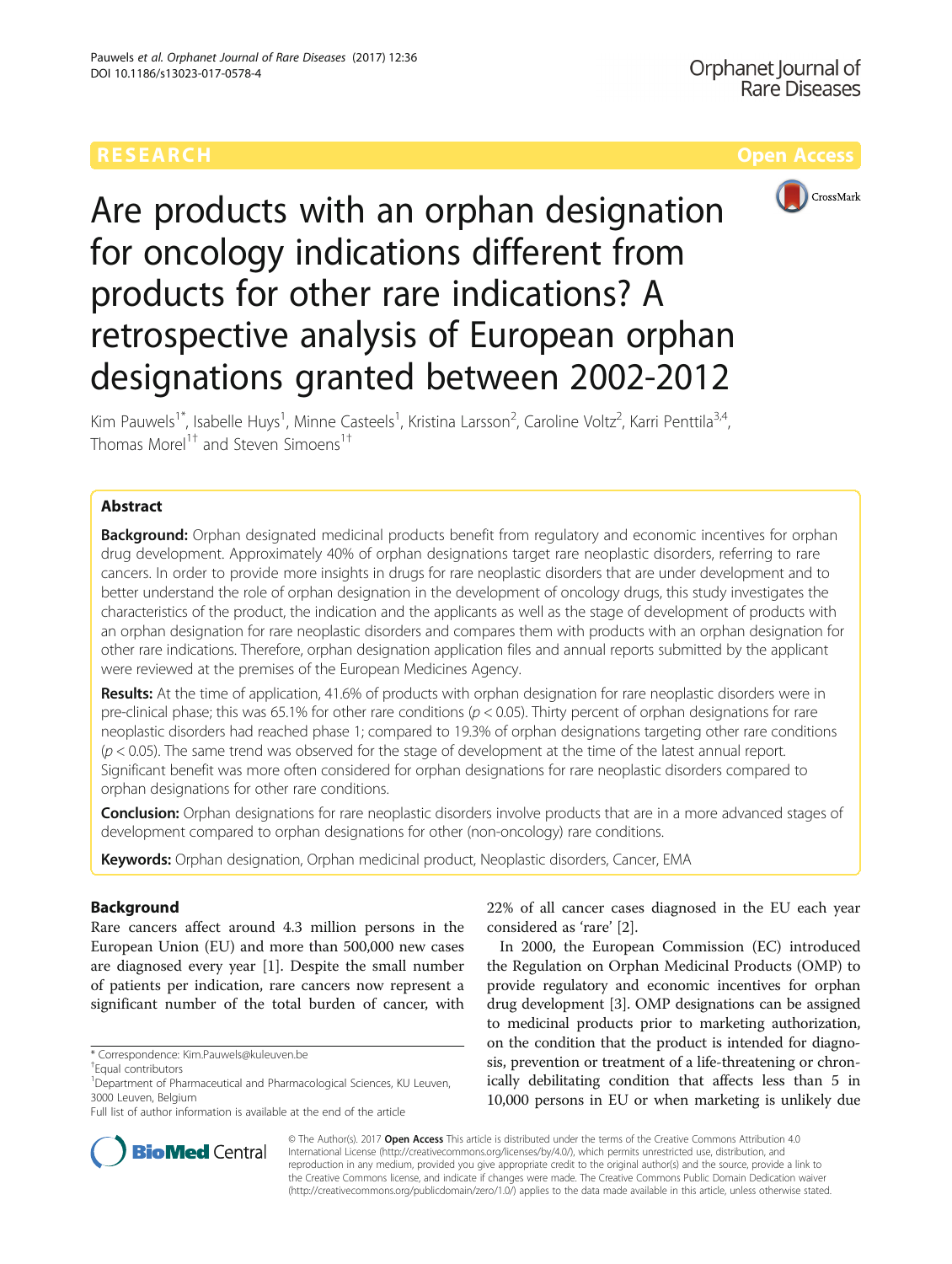RESEARCH Open Access

# Are products with an orphan designation for oncology indications different from products for other rare indications? A retrospective analysis of European orphan designations granted between 2002-2012

Kim Pauwels[1*], Isabelle Huys[1], Minne Casteels[1], Kristina Larsson[2], Caroline Voltz[2], Karri Penttila[3,4], Thomas Morel[1†] and Steven Simoens[1†]

## Abstract

**Background:** Orphan designated medicinal products benefit from regulatory and economic incentives for orphan drug development. Approximately 40% of orphan designations target rare neoplastic disorders, referring to rare cancers. In order to provide more insights in drugs for rare neoplastic disorders that are under development and to better understand the role of orphan designation in the development of oncology drugs, this study investigates the characteristics of the product, the indication and the applicants as well as the stage of development of products with an orphan designation for rare neoplastic disorders and compares them with products with an orphan designation for other rare indications. Therefore, orphan designation application files and annual reports submitted by the applicant were reviewed at the premises of the European Medicines Agency.

**Results:** At the time of application, 41.6% of products with orphan designation for rare neoplastic disorders were in pre-clinical phase; this was 65.1% for other rare conditions ($p < 0.05$). Thirty percent of orphan designations for rare neoplastic disorders had reached phase 1; compared to 19.3% of orphan designations targeting other rare conditions ($p < 0.05$). The same trend was observed for the stage of development at the time of the latest annual report. Significant benefit was more often considered for orphan designations for rare neoplastic disorders compared to orphan designations for other rare conditions.

**Conclusion:** Orphan designations for rare neoplastic disorders involve products that are in a more advanced stages of development compared to orphan designations for other (non-oncology) rare conditions.

**Keywords:** Orphan designation, Orphan medicinal product, Neoplastic disorders, Cancer, EMA

## Background

Rare cancers affect around 4.3 million persons in the European Union (EU) and more than 500,000 new cases are diagnosed every year [1]. Despite the small number of patients per indication, rare cancers now represent a significant number of the total burden of cancer, with 22% of all cancer cases diagnosed in the EU each year considered as 'rare' [2].

In 2000, the European Commission (EC) introduced the Regulation on Orphan Medicinal Products (OMP) to provide regulatory and economic incentives for orphan drug development [3]. OMP designations can be assigned to medicinal products prior to marketing authorization, on the condition that the product is intended for diagnosis, prevention or treatment of a life-threatening or chronically debilitating condition that affects less than 5 in 10,000 persons in EU or when marketing is unlikely due

\* Correspondence: Kim.Pauwels@kuleuven.be
†Equal contributors
[1]Department of Pharmaceutical and Pharmacological Sciences, KU Leuven, 3000 Leuven, Belgium
Full list of author information is available at the end of the article

© The Author(s). 2017 **Open Access** This article is distributed under the terms of the Creative Commons Attribution 4.0 International License (http://creativecommons.org/licenses/by/4.0/), which permits unrestricted use, distribution, and reproduction in any medium, provided you give appropriate credit to the original author(s) and the source, provide a link to the Creative Commons license, and indicate if changes were made. The Creative Commons Public Domain Dedication waiver (http://creativecommons.org/publicdomain/zero/1.0/) applies to the data made available in this article, unless otherwise stated.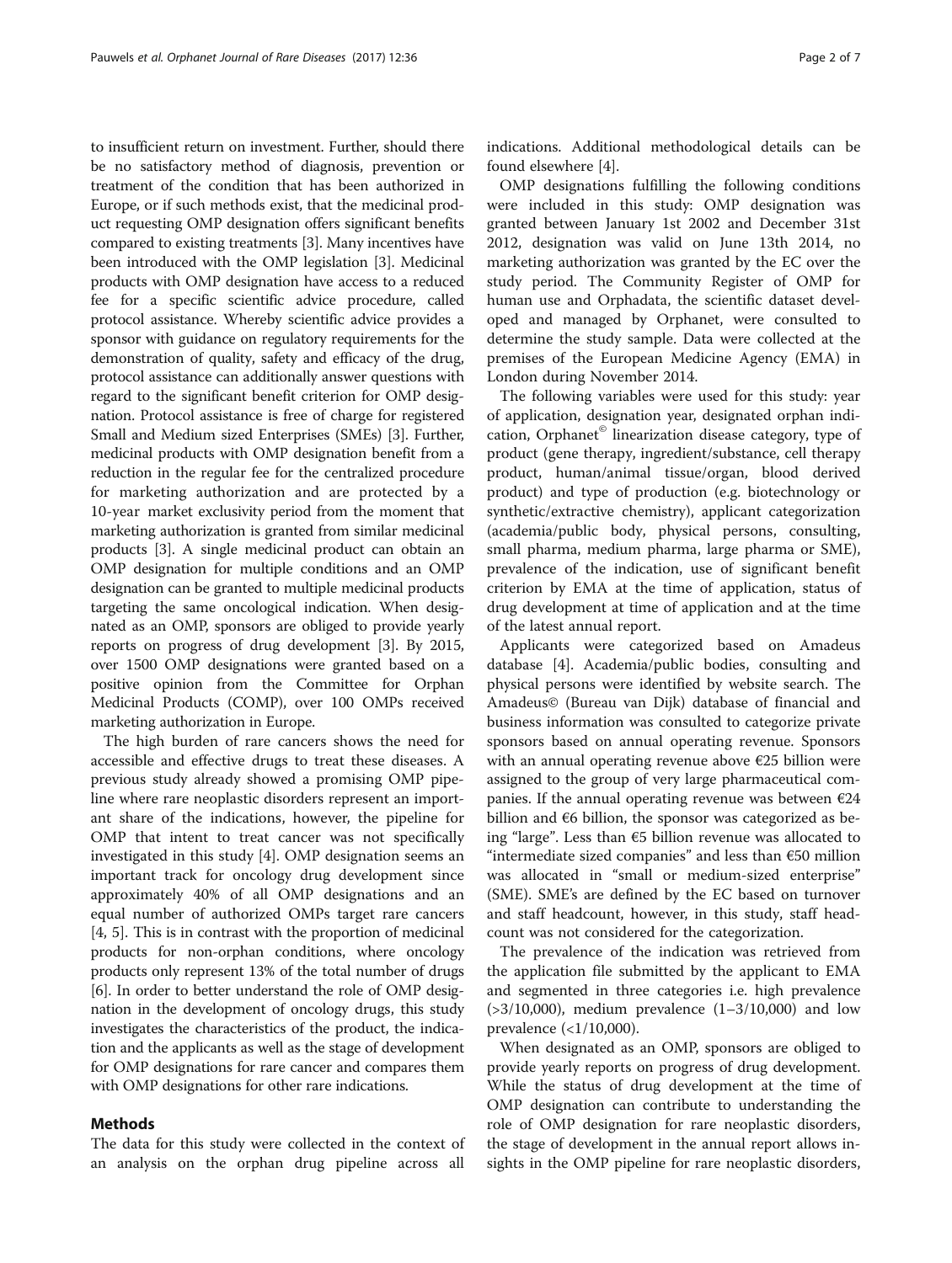to insufficient return on investment. Further, should there be no satisfactory method of diagnosis, prevention or treatment of the condition that has been authorized in Europe, or if such methods exist, that the medicinal product requesting OMP designation offers significant benefits compared to existing treatments [3]. Many incentives have been introduced with the OMP legislation [3]. Medicinal products with OMP designation have access to a reduced fee for a specific scientific advice procedure, called protocol assistance. Whereby scientific advice provides a sponsor with guidance on regulatory requirements for the demonstration of quality, safety and efficacy of the drug, protocol assistance can additionally answer questions with regard to the significant benefit criterion for OMP designation. Protocol assistance is free of charge for registered Small and Medium sized Enterprises (SMEs) [3]. Further, medicinal products with OMP designation benefit from a reduction in the regular fee for the centralized procedure for marketing authorization and are protected by a 10-year market exclusivity period from the moment that marketing authorization is granted from similar medicinal products [3]. A single medicinal product can obtain an OMP designation for multiple conditions and an OMP designation can be granted to multiple medicinal products targeting the same oncological indication. When designated as an OMP, sponsors are obliged to provide yearly reports on progress of drug development [3]. By 2015, over 1500 OMP designations were granted based on a positive opinion from the Committee for Orphan Medicinal Products (COMP), over 100 OMPs received marketing authorization in Europe.

The high burden of rare cancers shows the need for accessible and effective drugs to treat these diseases. A previous study already showed a promising OMP pipeline where rare neoplastic disorders represent an important share of the indications, however, the pipeline for OMP that intent to treat cancer was not specifically investigated in this study [4]. OMP designation seems an important track for oncology drug development since approximately 40% of all OMP designations and an equal number of authorized OMPs target rare cancers [4, 5]. This is in contrast with the proportion of medicinal products for non-orphan conditions, where oncology products only represent 13% of the total number of drugs [6]. In order to better understand the role of OMP designation in the development of oncology drugs, this study investigates the characteristics of the product, the indication and the applicants as well as the stage of development for OMP designations for rare cancer and compares them with OMP designations for other rare indications.

## Methods

The data for this study were collected in the context of an analysis on the orphan drug pipeline across all indications. Additional methodological details can be found elsewhere [4].

OMP designations fulfilling the following conditions were included in this study: OMP designation was granted between January 1st 2002 and December 31st 2012, designation was valid on June 13th 2014, no marketing authorization was granted by the EC over the study period. The Community Register of OMP for human use and Orphadata, the scientific dataset developed and managed by Orphanet, were consulted to determine the study sample. Data were collected at the premises of the European Medicine Agency (EMA) in London during November 2014.

The following variables were used for this study: year of application, designation year, designated orphan indication, Orphanet© linearization disease category, type of product (gene therapy, ingredient/substance, cell therapy product, human/animal tissue/organ, blood derived product) and type of production (e.g. biotechnology or synthetic/extractive chemistry), applicant categorization (academia/public body, physical persons, consulting, small pharma, medium pharma, large pharma or SME), prevalence of the indication, use of significant benefit criterion by EMA at the time of application, status of drug development at time of application and at the time of the latest annual report.

Applicants were categorized based on Amadeus database [4]. Academia/public bodies, consulting and physical persons were identified by website search. The Amadeus© (Bureau van Dijk) database of financial and business information was consulted to categorize private sponsors based on annual operating revenue. Sponsors with an annual operating revenue above €25 billion were assigned to the group of very large pharmaceutical companies. If the annual operating revenue was between €24 billion and €6 billion, the sponsor was categorized as being "large". Less than €5 billion revenue was allocated to "intermediate sized companies" and less than €50 million was allocated in "small or medium-sized enterprise" (SME). SME's are defined by the EC based on turnover and staff headcount, however, in this study, staff headcount was not considered for the categorization.

The prevalence of the indication was retrieved from the application file submitted by the applicant to EMA and segmented in three categories i.e. high prevalence (>3/10,000), medium prevalence (1–3/10,000) and low prevalence (<1/10,000).

When designated as an OMP, sponsors are obliged to provide yearly reports on progress of drug development. While the status of drug development at the time of OMP designation can contribute to understanding the role of OMP designation for rare neoplastic disorders, the stage of development in the annual report allows insights in the OMP pipeline for rare neoplastic disorders,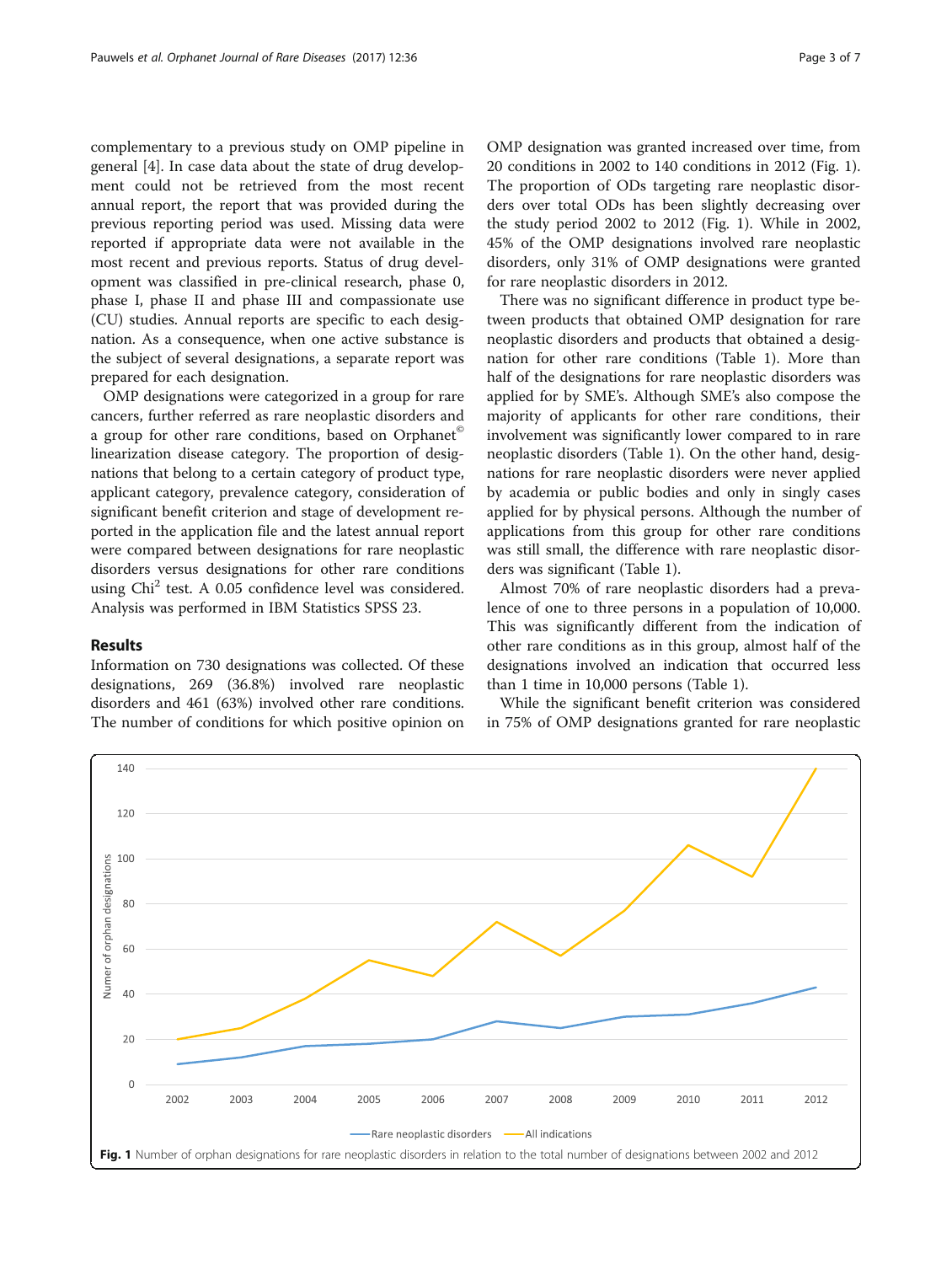complementary to a previous study on OMP pipeline in general [4]. In case data about the state of drug development could not be retrieved from the most recent annual report, the report that was provided during the previous reporting period was used. Missing data were reported if appropriate data were not available in the most recent and previous reports. Status of drug development was classified in pre-clinical research, phase 0, phase I, phase II and phase III and compassionate use (CU) studies. Annual reports are specific to each designation. As a consequence, when one active substance is the subject of several designations, a separate report was prepared for each designation.

OMP designations were categorized in a group for rare cancers, further referred as rare neoplastic disorders and a group for other rare conditions, based on Orphanet© linearization disease category. The proportion of designations that belong to a certain category of product type, applicant category, prevalence category, consideration of significant benefit criterion and stage of development reported in the application file and the latest annual report were compared between designations for rare neoplastic disorders versus designations for other rare conditions using $Chi^2$ test. A 0.05 confidence level was considered. Analysis was performed in IBM Statistics SPSS 23.

## Results

Information on 730 designations was collected. Of these designations, 269 (36.8%) involved rare neoplastic disorders and 461 (63%) involved other rare conditions. The number of conditions for which positive opinion on OMP designation was granted increased over time, from 20 conditions in 2002 to 140 conditions in 2012 (Fig. 1). The proportion of ODs targeting rare neoplastic disorders over total ODs has been slightly decreasing over the study period 2002 to 2012 (Fig. 1). While in 2002, 45% of the OMP designations involved rare neoplastic disorders, only 31% of OMP designations were granted for rare neoplastic disorders in 2012.

There was no significant difference in product type between products that obtained OMP designation for rare neoplastic disorders and products that obtained a designation for other rare conditions (Table 1). More than half of the designations for rare neoplastic disorders was applied for by SME's. Although SME's also compose the majority of applicants for other rare conditions, their involvement was significantly lower compared to in rare neoplastic disorders (Table 1). On the other hand, designations for rare neoplastic disorders were never applied by academia or public bodies and only in singly cases applied for by physical persons. Although the number of applications from this group for other rare conditions was still small, the difference with rare neoplastic disorders was significant (Table 1).

Almost 70% of rare neoplastic disorders had a prevalence of one to three persons in a population of 10,000. This was significantly different from the indication of other rare conditions as in this group, almost half of the designations involved an indication that occurred less than 1 time in 10,000 persons (Table 1).

While the significant benefit criterion was considered in 75% of OMP designations granted for rare neoplastic

**Fig. 1** Number of orphan designations for rare neoplastic disorders in relation to the total number of designations between 2002 and 2012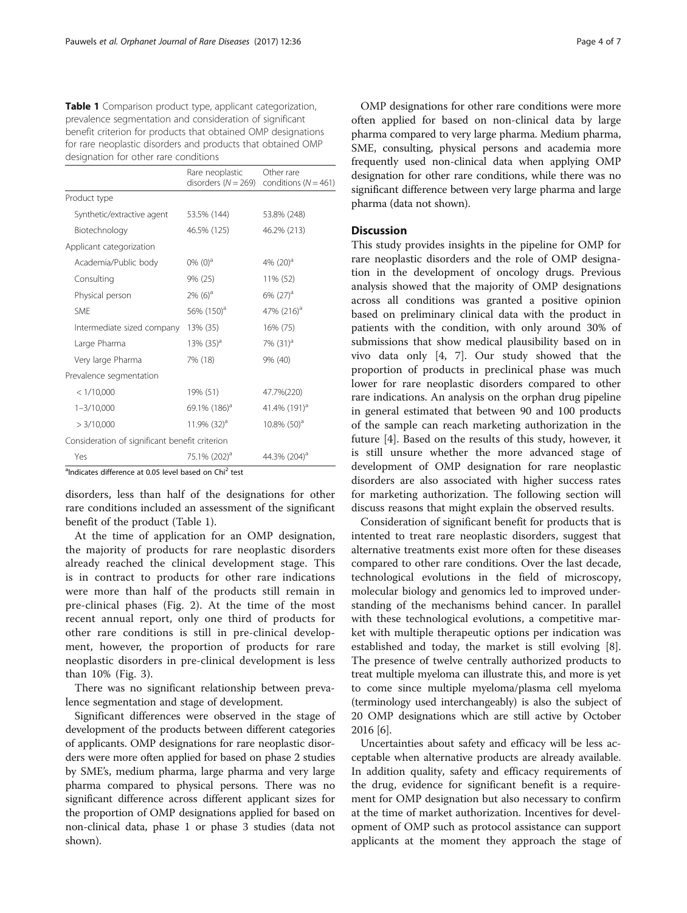**Table 1** Comparison product type, applicant categorization, prevalence segmentation and consideration of significant benefit criterion for products that obtained OMP designations for rare neoplastic disorders and products that obtained OMP designation for other rare conditions

| | Rare neoplastic disorders ($N = 269$) | Other rare conditions ($N = 461$) |
|---|---|---|
| Product type | | |
| Synthetic/extractive agent | 53.5% (144) | 53.8% (248) |
| Biotechnology | 46.5% (125) | 46.2% (213) |
| Applicant categorization | | |
| Academia/Public body | 0% (0)[a] | 4% (20)[a] |
| Consulting | 9% (25) | 11% (52) |
| Physical person | 2% (6)[a] | 6% (27)[a] |
| SME | 56% (150)[a] | 47% (216)[a] |
| Intermediate sized company | 13% (35) | 16% (75) |
| Large Pharma | 13% (35)[a] | 7% (31)[a] |
| Very large Pharma | 7% (18) | 9% (40) |
| Prevalence segmentation | | |
| < 1/10,000 | 19% (51) | 47.7%(220) |
| 1–3/10,000 | 69.1% (186)[a] | 41.4% (191)[a] |
| > 3/10,000 | 11.9% (32)[a] | 10.8% (50)[a] |
| Consideration of significant benefit criterion | | |
| Yes | 75.1% (202)[a] | 44.3% (204)[a] |

[a]Indicates difference at 0.05 level based on $Chi^2$ test

disorders, less than half of the designations for other rare conditions included an assessment of the significant benefit of the product (Table 1).

At the time of application for an OMP designation, the majority of products for rare neoplastic disorders already reached the clinical development stage. This is in contract to products for other rare indications were more than half of the products still remain in pre-clinical phases (Fig. 2). At the time of the most recent annual report, only one third of products for other rare conditions is still in pre-clinical development, however, the proportion of products for rare neoplastic disorders in pre-clinical development is less than 10% (Fig. 3).

There was no significant relationship between prevalence segmentation and stage of development.

Significant differences were observed in the stage of development of the products between different categories of applicants. OMP designations for rare neoplastic disorders were more often applied for based on phase 2 studies by SME's, medium pharma, large pharma and very large pharma compared to physical persons. There was no significant difference across different applicant sizes for the proportion of OMP designations applied for based on non-clinical data, phase 1 or phase 3 studies (data not shown).

OMP designations for other rare conditions were more often applied for based on non-clinical data by large pharma compared to very large pharma. Medium pharma, SME, consulting, physical persons and academia more frequently used non-clinical data when applying OMP designation for other rare conditions, while there was no significant difference between very large pharma and large pharma (data not shown).

## Discussion

This study provides insights in the pipeline for OMP for rare neoplastic disorders and the role of OMP designation in the development of oncology drugs. Previous analysis showed that the majority of OMP designations across all conditions was granted a positive opinion based on preliminary clinical data with the product in patients with the condition, with only around 30% of submissions that show medical plausibility based on in vivo data only [4, 7]. Our study showed that the proportion of products in preclinical phase was much lower for rare neoplastic disorders compared to other rare indications. An analysis on the orphan drug pipeline in general estimated that between 90 and 100 products of the sample can reach marketing authorization in the future [4]. Based on the results of this study, however, it is still unsure whether the more advanced stage of development of OMP designation for rare neoplastic disorders are also associated with higher success rates for marketing authorization. The following section will discuss reasons that might explain the observed results.

Consideration of significant benefit for products that is intented to treat rare neoplastic disorders, suggest that alternative treatments exist more often for these diseases compared to other rare conditions. Over the last decade, technological evolutions in the field of microscopy, molecular biology and genomics led to improved understanding of the mechanisms behind cancer. In parallel with these technological evolutions, a competitive market with multiple therapeutic options per indication was established and today, the market is still evolving [8]. The presence of twelve centrally authorized products to treat multiple myeloma can illustrate this, and more is yet to come since multiple myeloma/plasma cell myeloma (terminology used interchangeably) is also the subject of 20 OMP designations which are still active by October 2016 [6].

Uncertainties about safety and efficacy will be less acceptable when alternative products are already available. In addition quality, safety and efficacy requirements of the drug, evidence for significant benefit is a requirement for OMP designation but also necessary to confirm at the time of market authorization. Incentives for development of OMP such as protocol assistance can support applicants at the moment they approach the stage of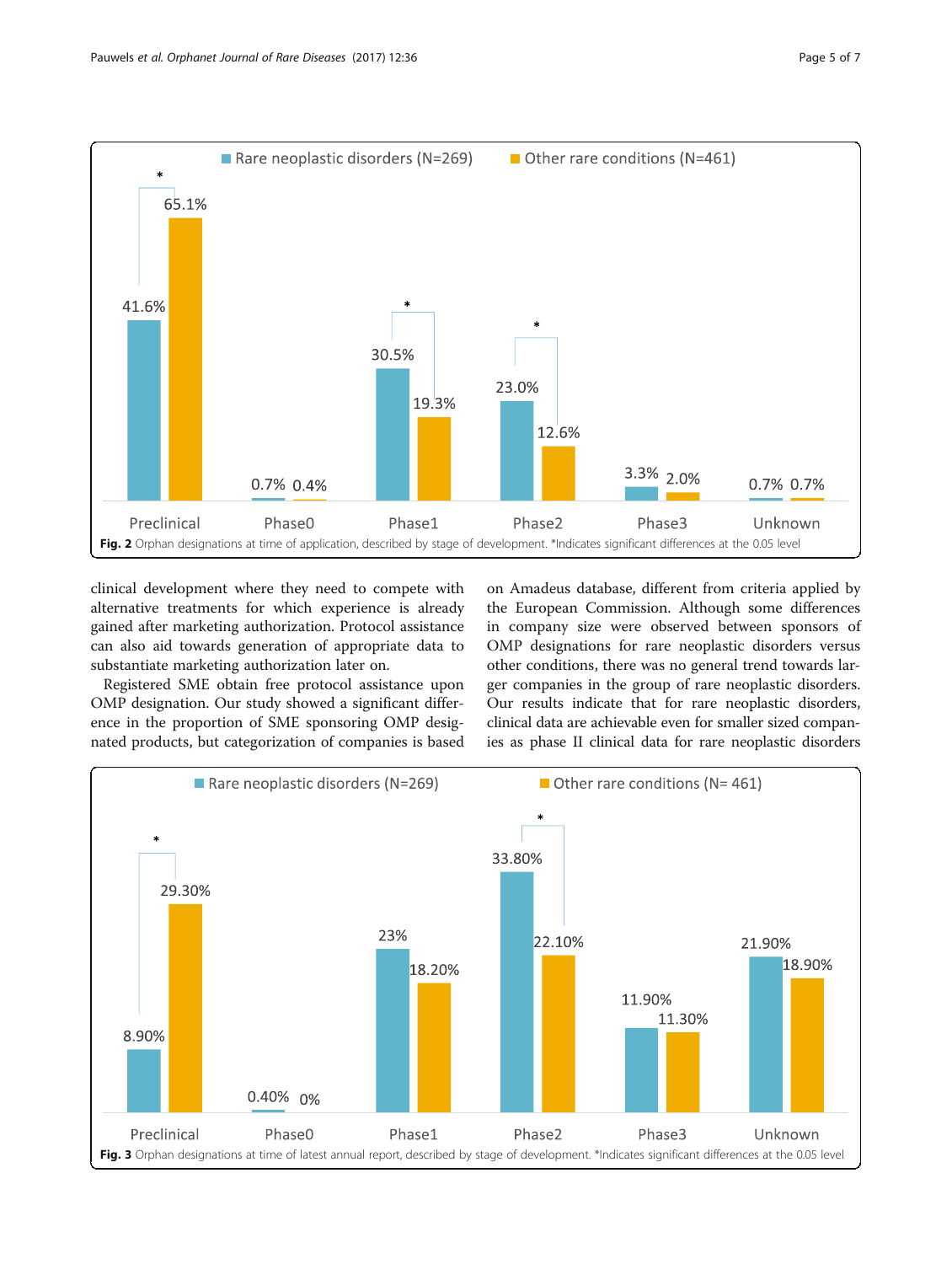**Fig. 2** Orphan designations at time of application, described by stage of development. *Indicates significant differences at the 0.05 level

clinical development where they need to compete with alternative treatments for which experience is already gained after marketing authorization. Protocol assistance can also aid towards generation of appropriate data to substantiate marketing authorization later on.

Registered SME obtain free protocol assistance upon OMP designation. Our study showed a significant difference in the proportion of SME sponsoring OMP designated products, but categorization of companies is based on Amadeus database, different from criteria applied by the European Commission. Although some differences in company size were observed between sponsors of OMP designations for rare neoplastic disorders versus other conditions, there was no general trend towards larger companies in the group of rare neoplastic disorders. Our results indicate that for rare neoplastic disorders, clinical data are achievable even for smaller sized companies as phase II clinical data for rare neoplastic disorders

**Fig. 3** Orphan designations at time of latest annual report, described by stage of development. *Indicates significant differences at the 0.05 level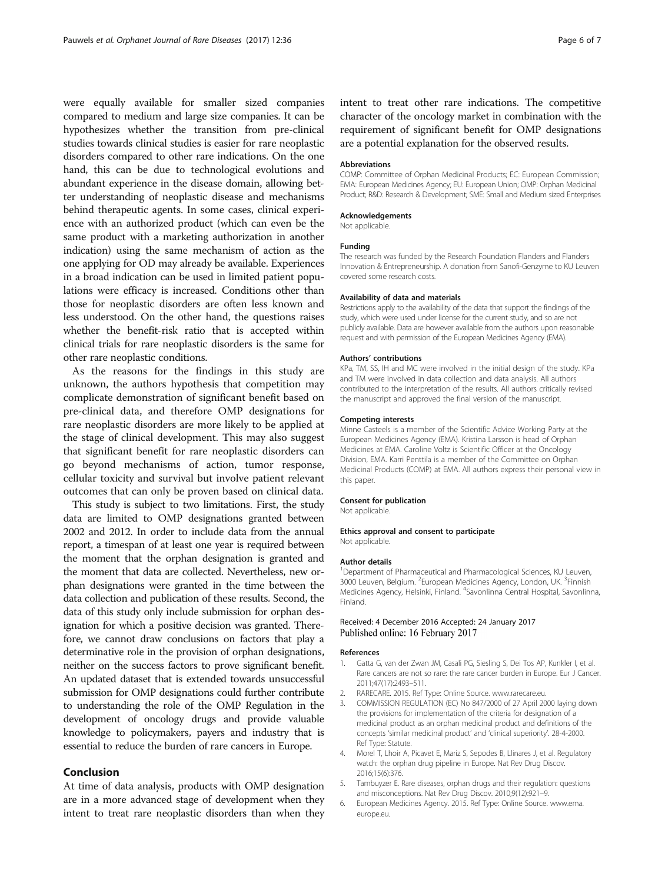were equally available for smaller sized companies compared to medium and large size companies. It can be hypothesizes whether the transition from pre-clinical studies towards clinical studies is easier for rare neoplastic disorders compared to other rare indications. On the one hand, this can be due to technological evolutions and abundant experience in the disease domain, allowing better understanding of neoplastic disease and mechanisms behind therapeutic agents. In some cases, clinical experience with an authorized product (which can even be the same product with a marketing authorization in another indication) using the same mechanism of action as the one applying for OD may already be available. Experiences in a broad indication can be used in limited patient populations were efficacy is increased. Conditions other than those for neoplastic disorders are often less known and less understood. On the other hand, the questions raises whether the benefit-risk ratio that is accepted within clinical trials for rare neoplastic disorders is the same for other rare neoplastic conditions.

As the reasons for the findings in this study are unknown, the authors hypothesis that competition may complicate demonstration of significant benefit based on pre-clinical data, and therefore OMP designations for rare neoplastic disorders are more likely to be applied at the stage of clinical development. This may also suggest that significant benefit for rare neoplastic disorders can go beyond mechanisms of action, tumor response, cellular toxicity and survival but involve patient relevant outcomes that can only be proven based on clinical data.

This study is subject to two limitations. First, the study data are limited to OMP designations granted between 2002 and 2012. In order to include data from the annual report, a timespan of at least one year is required between the moment that the orphan designation is granted and the moment that data are collected. Nevertheless, new orphan designations were granted in the time between the data collection and publication of these results. Second, the data of this study only include submission for orphan designation for which a positive decision was granted. Therefore, we cannot draw conclusions on factors that play a determinative role in the provision of orphan designations, neither on the success factors to prove significant benefit. An updated dataset that is extended towards unsuccessful submission for OMP designations could further contribute to understanding the role of the OMP Regulation in the development of oncology drugs and provide valuable knowledge to policymakers, payers and industry that is essential to reduce the burden of rare cancers in Europe.

## Conclusion

At time of data analysis, products with OMP designation are in a more advanced stage of development when they intent to treat rare neoplastic disorders than when they intent to treat other rare indications. The competitive character of the oncology market in combination with the requirement of significant benefit for OMP designations are a potential explanation for the observed results.

#### Abbreviations

COMP: Committee of Orphan Medicinal Products; EC: European Commission; EMA: European Medicines Agency; EU: European Union; OMP: Orphan Medicinal Product; R&D: Research & Development; SME: Small and Medium sized Enterprises

#### Acknowledgements

Not applicable.

#### Funding

The research was funded by the Research Foundation Flanders and Flanders Innovation & Entrepreneurship. A donation from Sanofi-Genzyme to KU Leuven covered some research costs.

#### Availability of data and materials

Restrictions apply to the availability of the data that support the findings of the study, which were used under license for the current study, and so are not publicly available. Data are however available from the authors upon reasonable request and with permission of the European Medicines Agency (EMA).

#### Authors' contributions

KPa, TM, SS, IH and MC were involved in the initial design of the study. KPa and TM were involved in data collection and data analysis. All authors contributed to the interpretation of the results. All authors critically revised the manuscript and approved the final version of the manuscript.

#### Competing interests

Minne Casteels is a member of the Scientific Advice Working Party at the European Medicines Agency (EMA). Kristina Larsson is head of Orphan Medicines at EMA. Caroline Voltz is Scientific Officer at the Oncology Division, EMA. Karri Penttila is a member of the Committee on Orphan Medicinal Products (COMP) at EMA. All authors express their personal view in this paper.

#### Consent for publication

Not applicable.

#### Ethics approval and consent to participate

Not applicable.

#### Author details

[1]Department of Pharmaceutical and Pharmacological Sciences, KU Leuven, 3000 Leuven, Belgium. [2]European Medicines Agency, London, UK. [3]Finnish Medicines Agency, Helsinki, Finland. [4]Savonlinna Central Hospital, Savonlinna, Finland.

Received: 4 December 2016 Accepted: 24 January 2017
Published online: 16 February 2017

#### References

1. Gatta G, van der Zwan JM, Casali PG, Siesling S, Dei Tos AP, Kunkler I, et al. Rare cancers are not so rare: the rare cancer burden in Europe. Eur J Cancer. 2011;47(17):2493–511.
2. RARECARE. 2015. Ref Type: Online Source. www.rarecare.eu.
3. COMMISSION REGULATION (EC) No 847/2000 of 27 April 2000 laying down the provisions for implementation of the criteria for designation of a medicinal product as an orphan medicinal product and definitions of the concepts 'similar medicinal product' and 'clinical superiority'. 28-4-2000. Ref Type: Statute.
4. Morel T, Lhoir A, Picavet E, Mariz S, Sepodes B, Llinares J, et al. Regulatory watch: the orphan drug pipeline in Europe. Nat Rev Drug Discov. 2016;15(6):376.
5. Tambuyzer E. Rare diseases, orphan drugs and their regulation: questions and misconceptions. Nat Rev Drug Discov. 2010;9(12):921–9.
6. European Medicines Agency. 2015. Ref Type: Online Source. www.ema.europe.eu.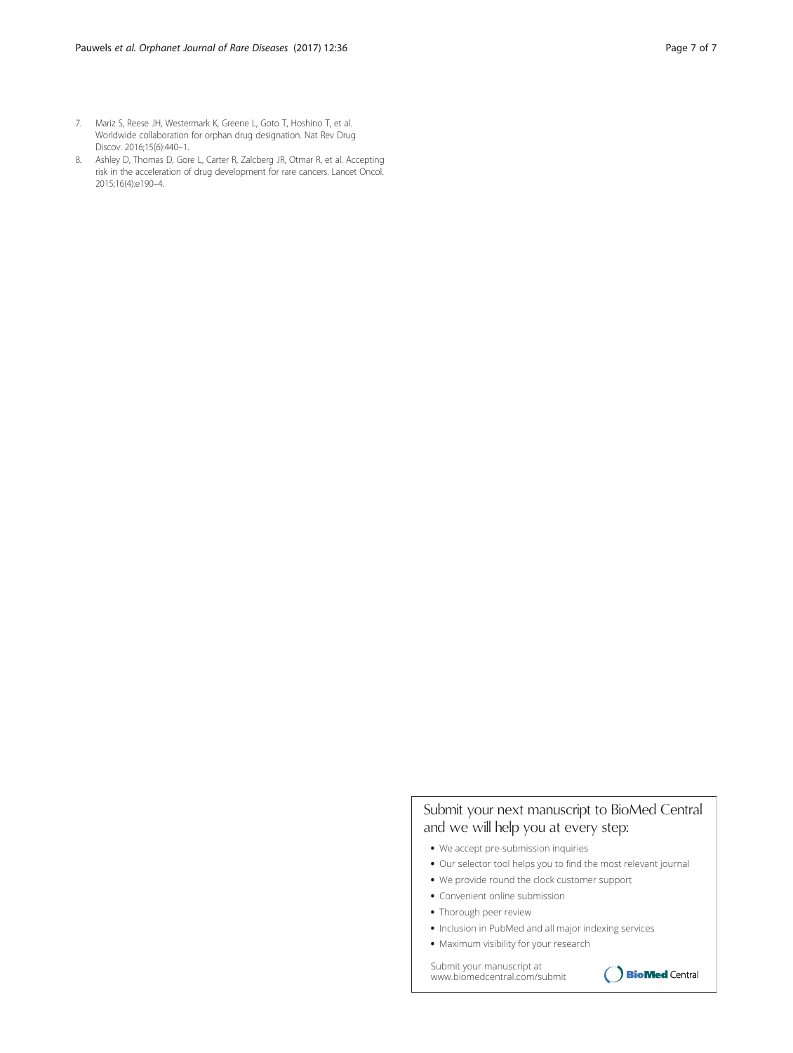7. Mariz S, Reese JH, Westermark K, Greene L, Goto T, Hoshino T, et al. Worldwide collaboration for orphan drug designation. Nat Rev Drug Discov. 2016;15(6):440–1.
8. Ashley D, Thomas D, Gore L, Carter R, Zalcberg JR, Otmar R, et al. Accepting risk in the acceleration of drug development for rare cancers. Lancet Oncol. 2015;16(4):e190–4.

Submit your next manuscript to BioMed Central and we will help you at every step:

- We accept pre-submission inquiries
- Our selector tool helps you to find the most relevant journal
- We provide round the clock customer support
- Convenient online submission
- Thorough peer review
- Inclusion in PubMed and all major indexing services
- Maximum visibility for your research

Submit your manuscript at
www.biomedcentral.com/submit

BioMed Central